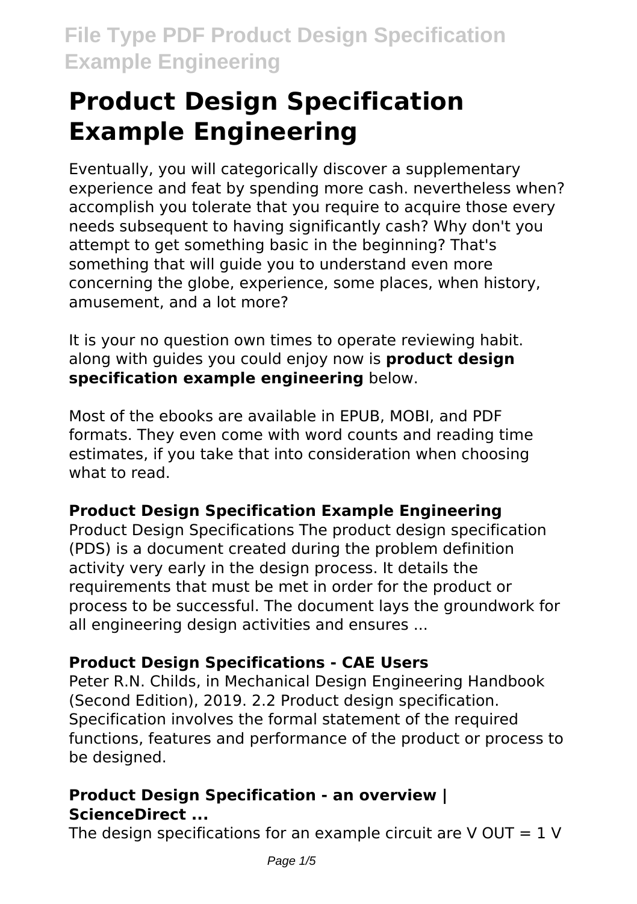# Product Design Specification Example Engineering

Eventually, you will categorically discover a supplementary experience and feat by spending more cash. nevertheless when? accomplish you tolerate that you require to acquire those every needs subsequent to having significantly cash? Why don't you attempt to get something basic in the beginning? That's something that will guide you to understand even more concerning the globe, experience, some places, when history, amusement, and a lot more?

It is your no question own times to operate reviewing habit. along with guides you could enjoy now is **product design specification example engineering** below.

Most of the ebooks are available in EPUB, MOBI, and PDF formats. They even come with word counts and reading time estimates, if you take that into consideration when choosing what to read.

### Product Design Specification Example Engineering

Product Design Specifications The product design specification (PDS) is a document created during the problem definition activity very early in the design process. It details the requirements that must be met in order for the product or process to be successful. The document lays the groundwork for all engineering design activities and ensures ...

### Product Design Specifications - CAE Users

Peter R.N. Childs, in Mechanical Design Engineering Handbook (Second Edition), 2019. 2.2 Product design specification. Specification involves the formal statement of the required functions, features and performance of the product or process to be designed.

### Product Design Specification - an overview | ScienceDirect ...

The design specifications for an example circuit are $V_{OUT} = 1$ V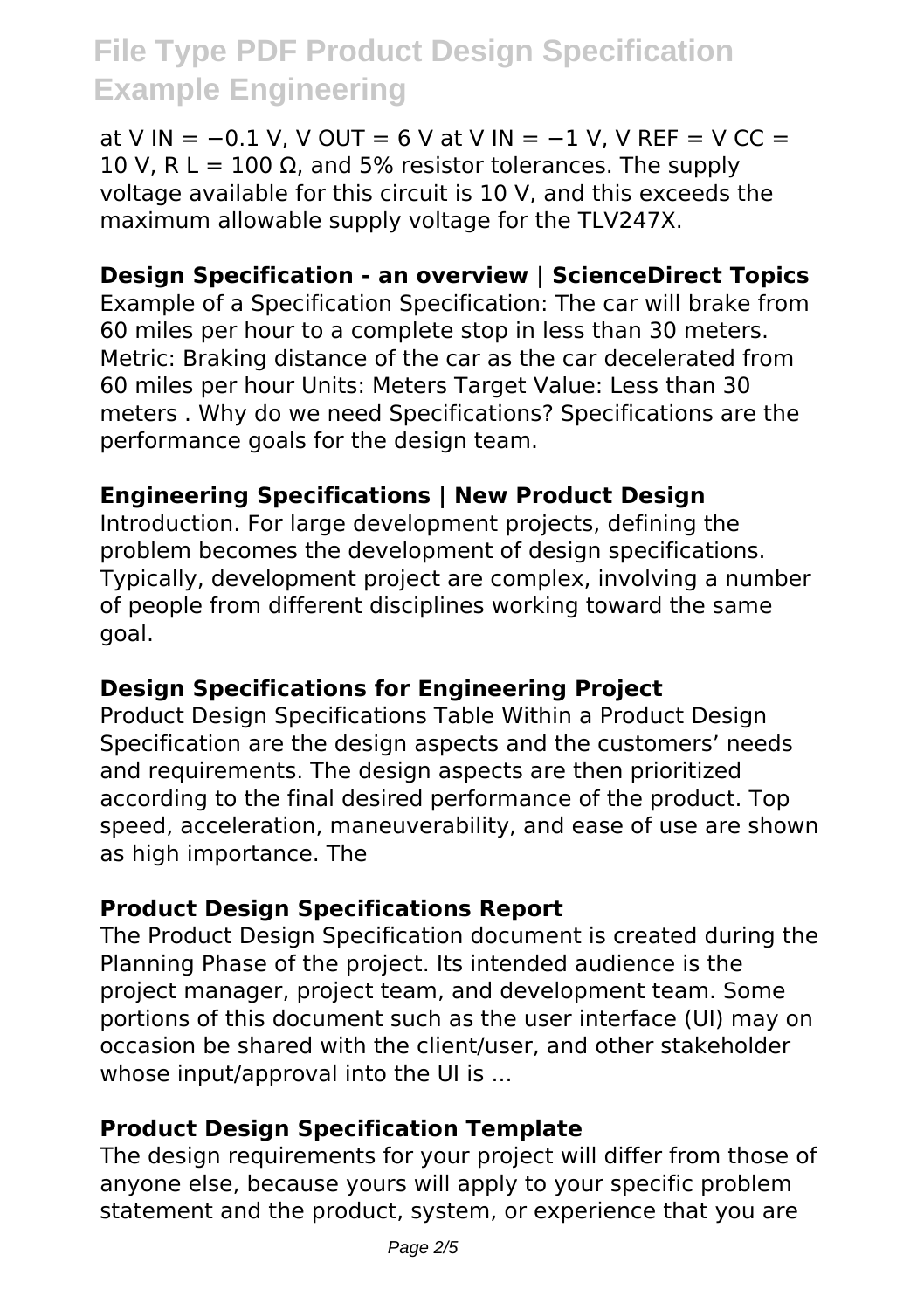at $V_{IN} = -0.1$ V, $V_{OUT} = 6$ V at $V_{IN} = -1$ V, $V_{REF} = V_{CC} = 10$ V, $R_L = 100\ \Omega$, and 5% resistor tolerances. The supply voltage available for this circuit is 10 V, and this exceeds the maximum allowable supply voltage for the TLV247X.

**Design Specification - an overview | ScienceDirect Topics**

Example of a Specification Specification: The car will brake from 60 miles per hour to a complete stop in less than 30 meters. Metric: Braking distance of the car as the car decelerated from 60 miles per hour Units: Meters Target Value: Less than 30 meters . Why do we need Specifications? Specifications are the performance goals for the design team.

**Engineering Specifications | New Product Design**

Introduction. For large development projects, defining the problem becomes the development of design specifications. Typically, development project are complex, involving a number of people from different disciplines working toward the same goal.

**Design Specifications for Engineering Project**

Product Design Specifications Table Within a Product Design Specification are the design aspects and the customers' needs and requirements. The design aspects are then prioritized according to the final desired performance of the product. Top speed, acceleration, maneuverability, and ease of use are shown as high importance. The

**Product Design Specifications Report**

The Product Design Specification document is created during the Planning Phase of the project. Its intended audience is the project manager, project team, and development team. Some portions of this document such as the user interface (UI) may on occasion be shared with the client/user, and other stakeholder whose input/approval into the UI is ...

**Product Design Specification Template**

The design requirements for your project will differ from those of anyone else, because yours will apply to your specific problem statement and the product, system, or experience that you are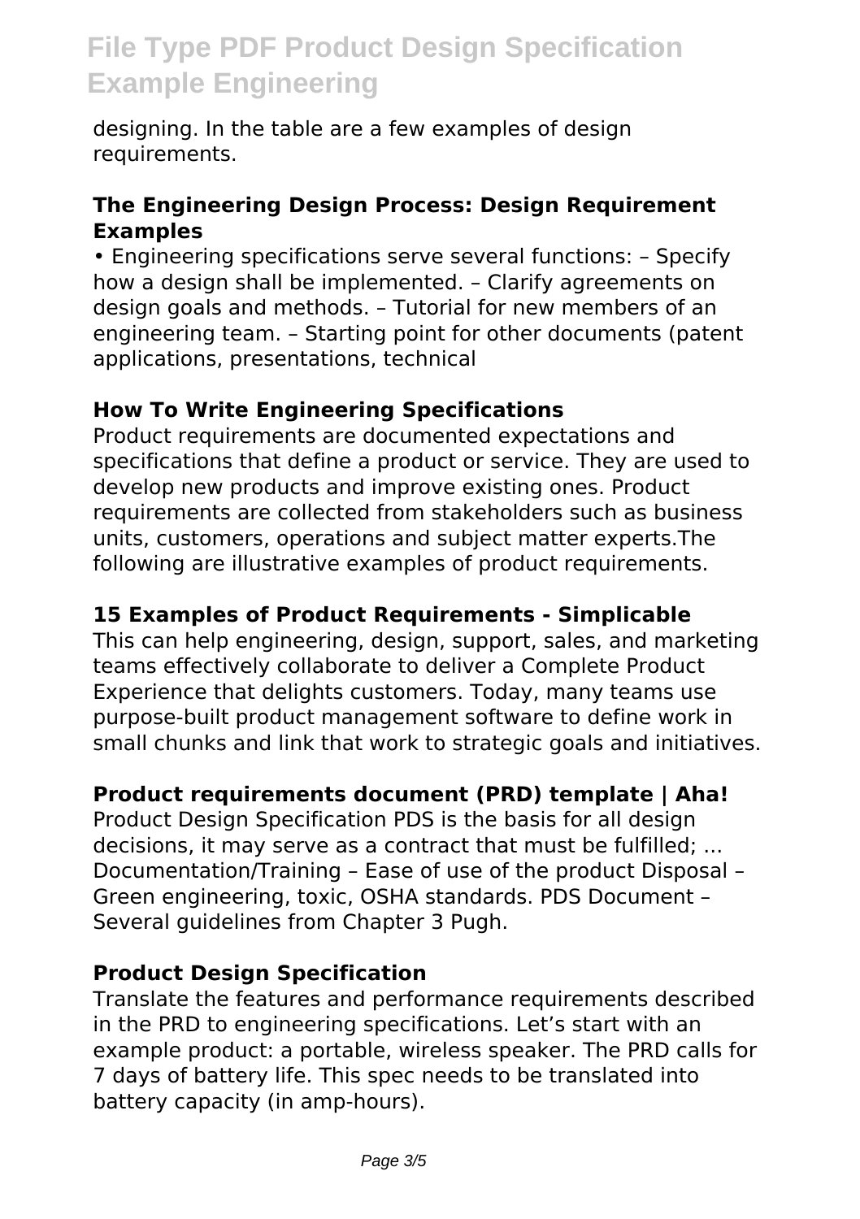designing. In the table are a few examples of design requirements.

### The Engineering Design Process: Design Requirement Examples

• Engineering specifications serve several functions: – Specify how a design shall be implemented. – Clarify agreements on design goals and methods. – Tutorial for new members of an engineering team. – Starting point for other documents (patent applications, presentations, technical

### How To Write Engineering Specifications

Product requirements are documented expectations and specifications that define a product or service. They are used to develop new products and improve existing ones. Product requirements are collected from stakeholders such as business units, customers, operations and subject matter experts.The following are illustrative examples of product requirements.

### 15 Examples of Product Requirements - Simplicable

This can help engineering, design, support, sales, and marketing teams effectively collaborate to deliver a Complete Product Experience that delights customers. Today, many teams use purpose-built product management software to define work in small chunks and link that work to strategic goals and initiatives.

### Product requirements document (PRD) template | Aha!

Product Design Specification PDS is the basis for all design decisions, it may serve as a contract that must be fulfilled; ... Documentation/Training – Ease of use of the product Disposal – Green engineering, toxic, OSHA standards. PDS Document – Several guidelines from Chapter 3 Pugh.

### Product Design Specification

Translate the features and performance requirements described in the PRD to engineering specifications. Let's start with an example product: a portable, wireless speaker. The PRD calls for 7 days of battery life. This spec needs to be translated into battery capacity (in amp-hours).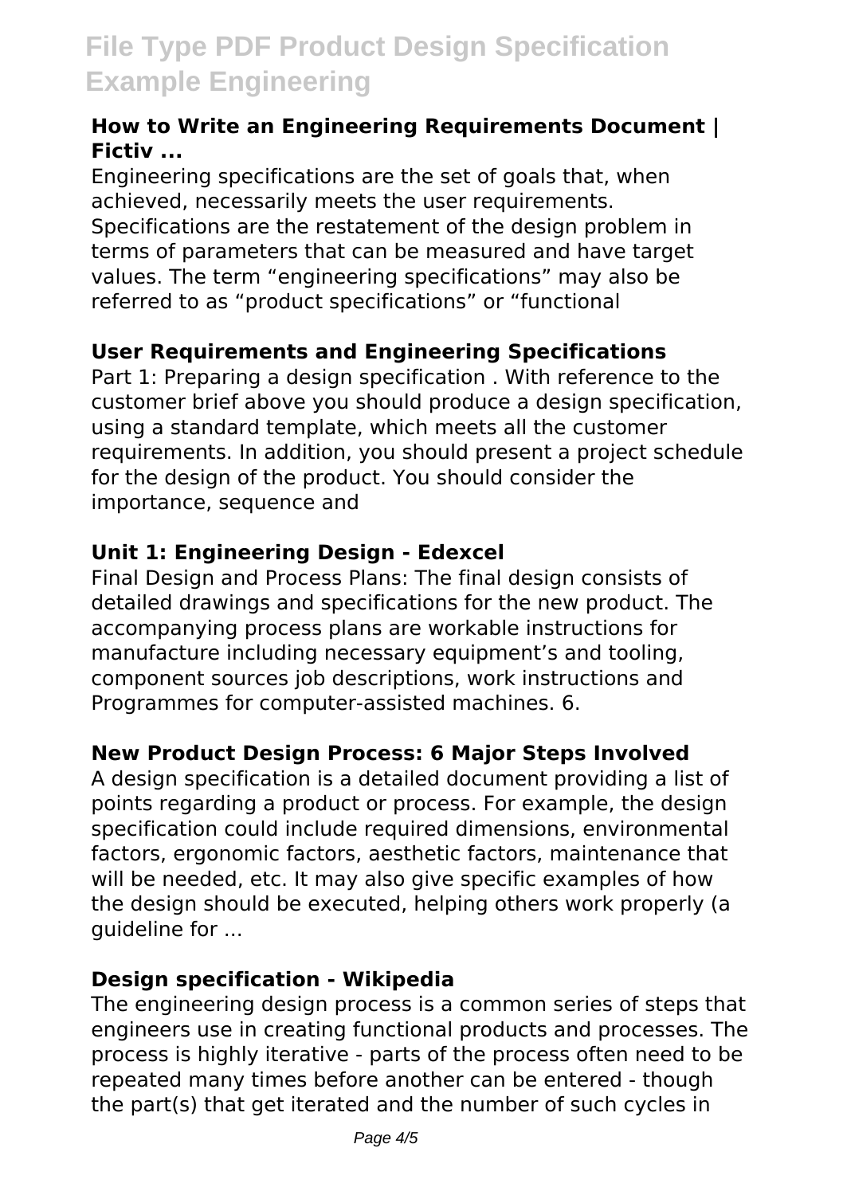**How to Write an Engineering Requirements Document | Fictiv ...**

Engineering specifications are the set of goals that, when achieved, necessarily meets the user requirements. Specifications are the restatement of the design problem in terms of parameters that can be measured and have target values. The term “engineering specifications” may also be referred to as “product specifications” or “functional

**User Requirements and Engineering Specifications**

Part 1: Preparing a design specification . With reference to the customer brief above you should produce a design specification, using a standard template, which meets all the customer requirements. In addition, you should present a project schedule for the design of the product. You should consider the importance, sequence and

**Unit 1: Engineering Design - Edexcel**

Final Design and Process Plans: The final design consists of detailed drawings and specifications for the new product. The accompanying process plans are workable instructions for manufacture including necessary equipment’s and tooling, component sources job descriptions, work instructions and Programmes for computer-assisted machines. 6.

**New Product Design Process: 6 Major Steps Involved**

A design specification is a detailed document providing a list of points regarding a product or process. For example, the design specification could include required dimensions, environmental factors, ergonomic factors, aesthetic factors, maintenance that will be needed, etc. It may also give specific examples of how the design should be executed, helping others work properly (a guideline for ...

**Design specification - Wikipedia**

The engineering design process is a common series of steps that engineers use in creating functional products and processes. The process is highly iterative - parts of the process often need to be repeated many times before another can be entered - though the part(s) that get iterated and the number of such cycles in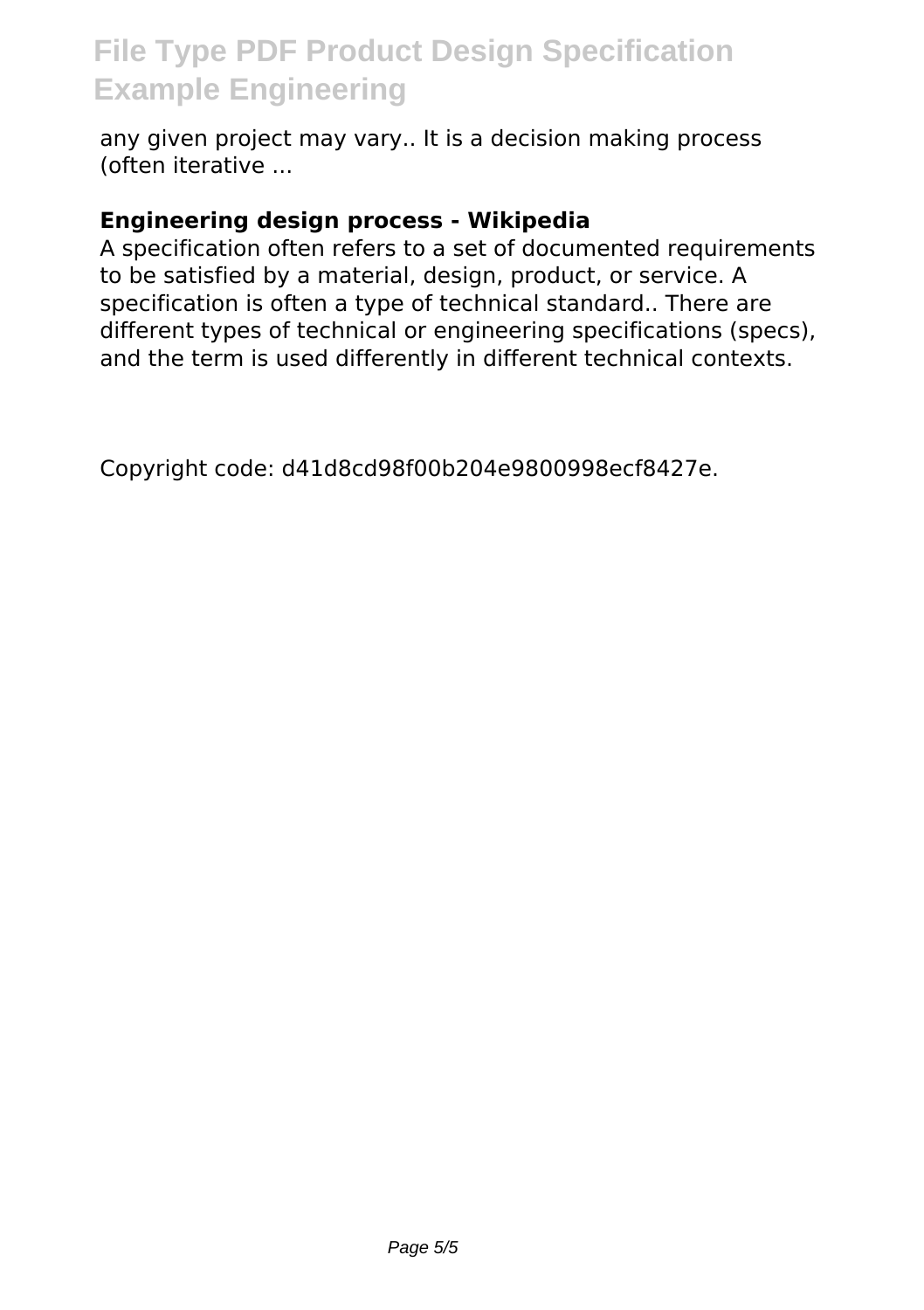any given project may vary.. It is a decision making process (often iterative ...

**Engineering design process - Wikipedia**

A specification often refers to a set of documented requirements to be satisfied by a material, design, product, or service. A specification is often a type of technical standard.. There are different types of technical or engineering specifications (specs), and the term is used differently in different technical contexts.

Copyright code: d41d8cd98f00b204e9800998ecf8427e.